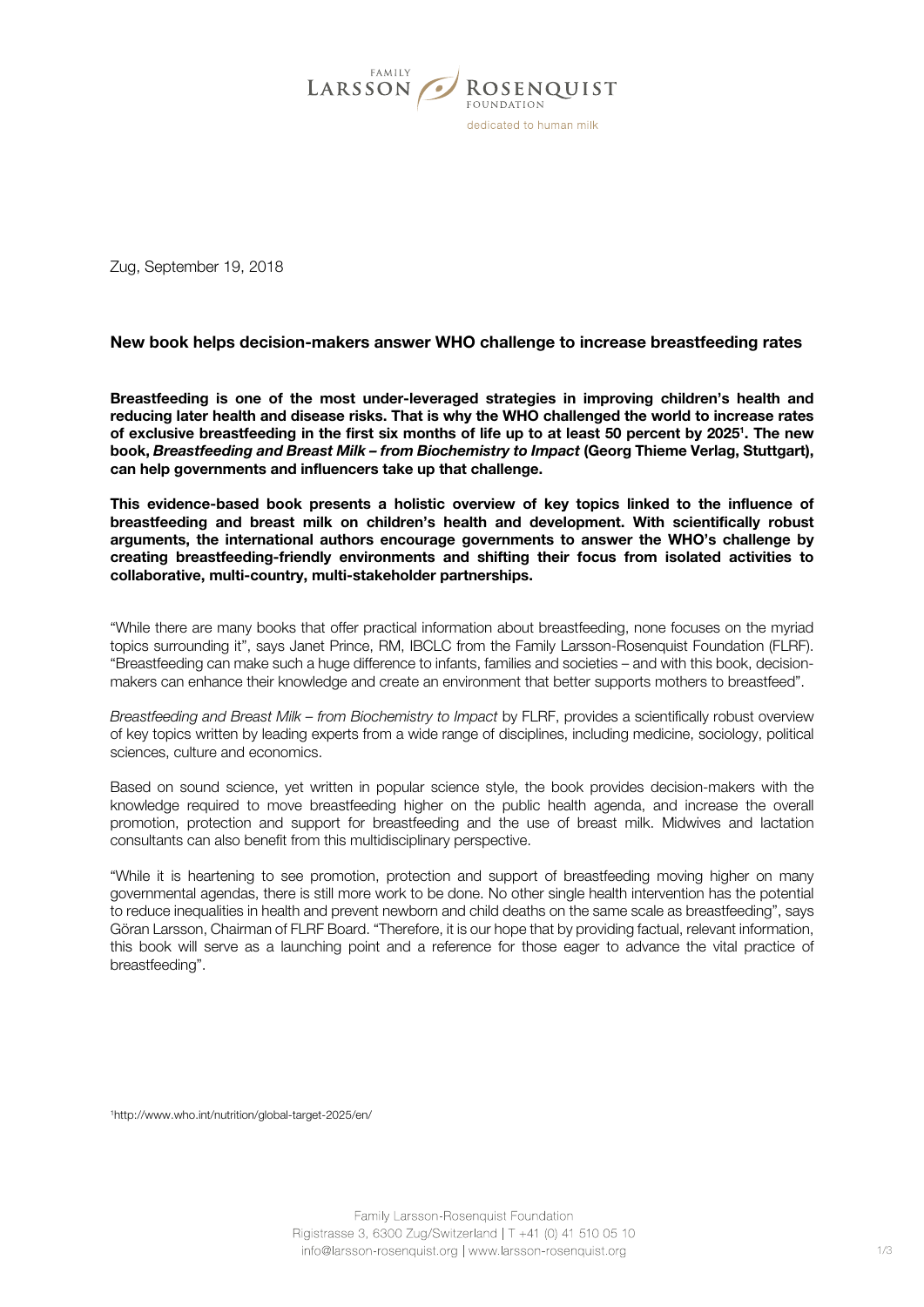Zug, September 19, 2018

## New book helps decision-makers answer WHO challenge to increase breastfeeding rates

**Breastfeeding is one of the most under-leveraged strategies in improving children's health and reducing later health and disease risks. That is why the WHO challenged the world to increase rates of exclusive breastfeeding in the first six months of life up to at least 50 percent by 2025[1]. The new book, *Breastfeeding and Breast Milk – from Biochemistry to Impact* (Georg Thieme Verlag, Stuttgart), can help governments and influencers take up that challenge.**

**This evidence-based book presents a holistic overview of key topics linked to the influence of breastfeeding and breast milk on children's health and development. With scientifically robust arguments, the international authors encourage governments to answer the WHO's challenge by creating breastfeeding-friendly environments and shifting their focus from isolated activities to collaborative, multi-country, multi-stakeholder partnerships.**

"While there are many books that offer practical information about breastfeeding, none focuses on the myriad topics surrounding it", says Janet Prince, RM, IBCLC from the Family Larsson-Rosenquist Foundation (FLRF). "Breastfeeding can make such a huge difference to infants, families and societies – and with this book, decision-makers can enhance their knowledge and create an environment that better supports mothers to breastfeed".

*Breastfeeding and Breast Milk – from Biochemistry to Impact* by FLRF, provides a scientifically robust overview of key topics written by leading experts from a wide range of disciplines, including medicine, sociology, political sciences, culture and economics.

Based on sound science, yet written in popular science style, the book provides decision-makers with the knowledge required to move breastfeeding higher on the public health agenda, and increase the overall promotion, protection and support for breastfeeding and the use of breast milk. Midwives and lactation consultants can also benefit from this multidisciplinary perspective.

"While it is heartening to see promotion, protection and support of breastfeeding moving higher on many governmental agendas, there is still more work to be done. No other single health intervention has the potential to reduce inequalities in health and prevent newborn and child deaths on the same scale as breastfeeding", says Göran Larsson, Chairman of FLRF Board. "Therefore, it is our hope that by providing factual, relevant information, this book will serve as a launching point and a reference for those eager to advance the vital practice of breastfeeding".

[1] http://www.who.int/nutrition/global-target-2025/en/

Family Larsson-Rosenquist Foundation
Rigistrasse 3, 6300 Zug/Switzerland | T +41 (0) 41 510 05 10
info@larsson-rosenquist.org | www.larsson-rosenquist.org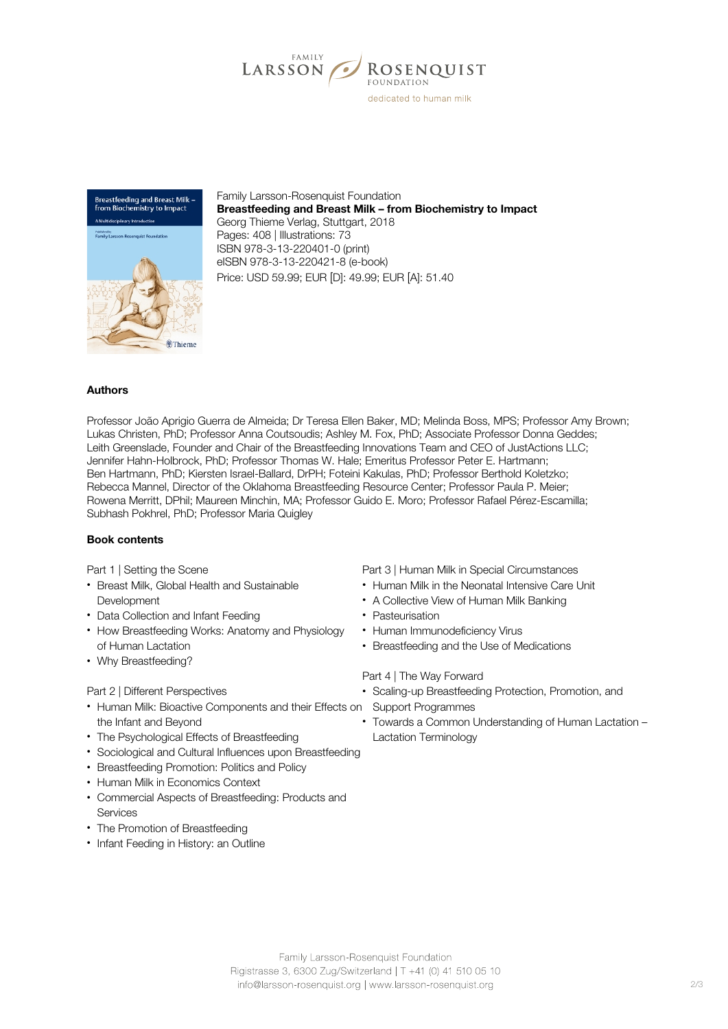Family Larsson-Rosenquist Foundation
**Breastfeeding and Breast Milk – from Biochemistry to Impact**
Georg Thieme Verlag, Stuttgart, 2018
Pages: 408 | Illustrations: 73
ISBN 978-3-13-220401-0 (print)
eISBN 978-3-13-220421-8 (e-book)
Price: USD 59.99; EUR [D]: 49.99; EUR [A]: 51.40

**Authors**

Professor João Aprigio Guerra de Almeida; Dr Teresa Ellen Baker, MD; Melinda Boss, MPS; Professor Amy Brown; Lukas Christen, PhD; Professor Anna Coutsoudis; Ashley M. Fox, PhD; Associate Professor Donna Geddes; Leith Greenslade, Founder and Chair of the Breastfeeding Innovations Team and CEO of JustActions LLC; Jennifer Hahn-Holbrock, PhD; Professor Thomas W. Hale; Emeritus Professor Peter E. Hartmann; Ben Hartmann, PhD; Kiersten Israel-Ballard, DrPH; Foteini Kakulas, PhD; Professor Berthold Koletzko; Rebecca Mannel, Director of the Oklahoma Breastfeeding Resource Center; Professor Paula P. Meier; Rowena Merritt, DPhil; Maureen Minchin, MA; Professor Guido E. Moro; Professor Rafael Pérez-Escamilla; Subhash Pokhrel, PhD; Professor Maria Quigley

**Book contents**

Part 1 | Setting the Scene

- Breast Milk, Global Health and Sustainable Development
- Data Collection and Infant Feeding
- How Breastfeeding Works: Anatomy and Physiology of Human Lactation
- Why Breastfeeding?

Part 2 | Different Perspectives

- Human Milk: Bioactive Components and their Effects on the Infant and Beyond
- The Psychological Effects of Breastfeeding
- Sociological and Cultural Influences upon Breastfeeding
- Breastfeeding Promotion: Politics and Policy
- Human Milk in Economics Context
- Commercial Aspects of Breastfeeding: Products and Services
- The Promotion of Breastfeeding
- Infant Feeding in History: an Outline

Part 3 | Human Milk in Special Circumstances

- Human Milk in the Neonatal Intensive Care Unit
- A Collective View of Human Milk Banking
- Pasteurisation
- Human Immunodeficiency Virus
- Breastfeeding and the Use of Medications

Part 4 | The Way Forward

- Scaling-up Breastfeeding Protection, Promotion, and Support Programmes
- Towards a Common Understanding of Human Lactation – Lactation Terminology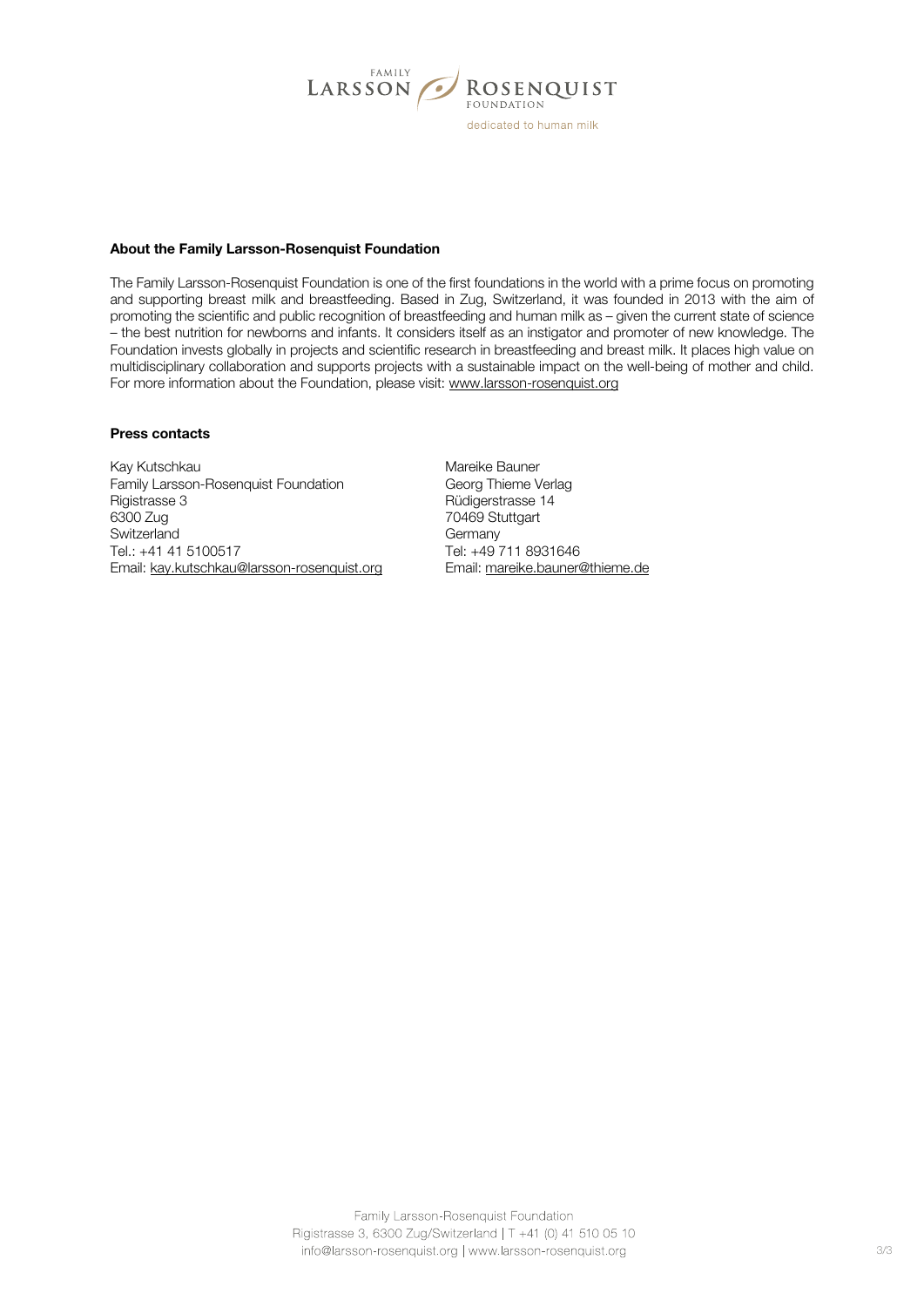**About the Family Larsson-Rosenquist Foundation**

The Family Larsson-Rosenquist Foundation is one of the first foundations in the world with a prime focus on promoting and supporting breast milk and breastfeeding. Based in Zug, Switzerland, it was founded in 2013 with the aim of promoting the scientific and public recognition of breastfeeding and human milk as – given the current state of science – the best nutrition for newborns and infants. It considers itself as an instigator and promoter of new knowledge. The Foundation invests globally in projects and scientific research in breastfeeding and breast milk. It places high value on multidisciplinary collaboration and supports projects with a sustainable impact on the well-being of mother and child. For more information about the Foundation, please visit: www.larsson-rosenquist.org

**Press contacts**

Kay Kutschkau
Family Larsson-Rosenquist Foundation
Rigistrasse 3
6300 Zug
Switzerland
Tel.: +41 41 5100517
Email: kay.kutschkau@larsson-rosenquist.org

Mareike Bauner
Georg Thieme Verlag
Rüdigerstrasse 14
70469 Stuttgart
Germany
Tel: +49 711 8931646
Email: mareike.bauner@thieme.de